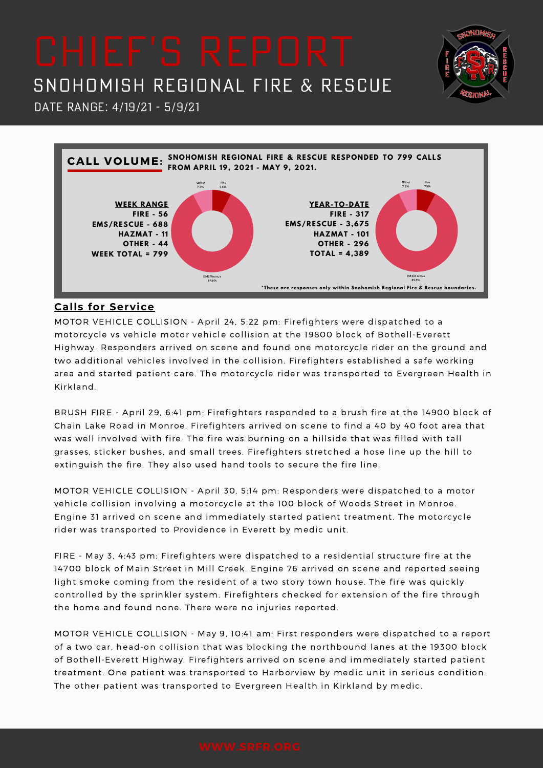# CHIEF'S REPORT

## SNOHOMISH REGIONAL FIRE & RESCUE

DATE RANGE: 4/19/21 - 5/9/21

**CALL VOLUME:** **SNOHOMISH REGIONAL FIRE & RESCUE RESPONDED TO 799 CALLS FROM APRIL 19, 2021 - MAY 9, 2021.**

**WEEK RANGE**

**FIRE - 56**
**EMS/RESCUE - 688**
**HAZMAT - 11**
**OTHER - 44**
**WEEK TOTAL = 799**

Other 7.7% | Fire 7.5% | EMS/Rescue 84.8%

**YEAR-TO-DATE**

**FIRE - 317**
**EMS/RESCUE - 3,675**
**HAZMAT - 101**
**OTHER - 296**
**TOTAL = 4,389**

Other 7.2% | Fire 7.5% | EMS/Rescue 85.3%

*These are responses only within Snohomish Regional Fire & Rescue boundaries.

## Calls for Service

MOTOR VEHICLE COLLISION - April 24, 5:22 pm: Firefighters were dispatched to a motorcycle vs vehicle motor vehicle collision at the 19800 block of Bothell-Everett Highway. Responders arrived on scene and found one motorcycle rider on the ground and two additional vehicles involved in the collision. Firefighters established a safe working area and started patient care. The motorcycle rider was transported to Evergreen Health in Kirkland.

BRUSH FIRE - April 29, 6:41 pm: Firefighters responded to a brush fire at the 14900 block of Chain Lake Road in Monroe. Firefighters arrived on scene to find a 40 by 40 foot area that was well involved with fire. The fire was burning on a hillside that was filled with tall grasses, sticker bushes, and small trees. Firefighters stretched a hose line up the hill to extinguish the fire. They also used hand tools to secure the fire line.

MOTOR VEHICLE COLLISION - April 30, 5:14 pm: Responders were dispatched to a motor vehicle collision involving a motorcycle at the 100 block of Woods Street in Monroe. Engine 31 arrived on scene and immediately started patient treatment. The motorcycle rider was transported to Providence in Everett by medic unit.

FIRE - May 3, 4:43 pm: Firefighters were dispatched to a residential structure fire at the 14700 block of Main Street in Mill Creek. Engine 76 arrived on scene and reported seeing light smoke coming from the resident of a two story town house. The fire was quickly controlled by the sprinkler system. Firefighters checked for extension of the fire through the home and found none. There were no injuries reported.

MOTOR VEHICLE COLLISION - May 9, 10:41 am: First responders were dispatched to a report of a two car, head-on collision that was blocking the northbound lanes at the 19300 block of Bothell-Everett Highway. Firefighters arrived on scene and immediately started patient treatment. One patient was transported to Harborview by medic unit in serious condition. The other patient was transported to Evergreen Health in Kirkland by medic.

WWW.SRFR.ORG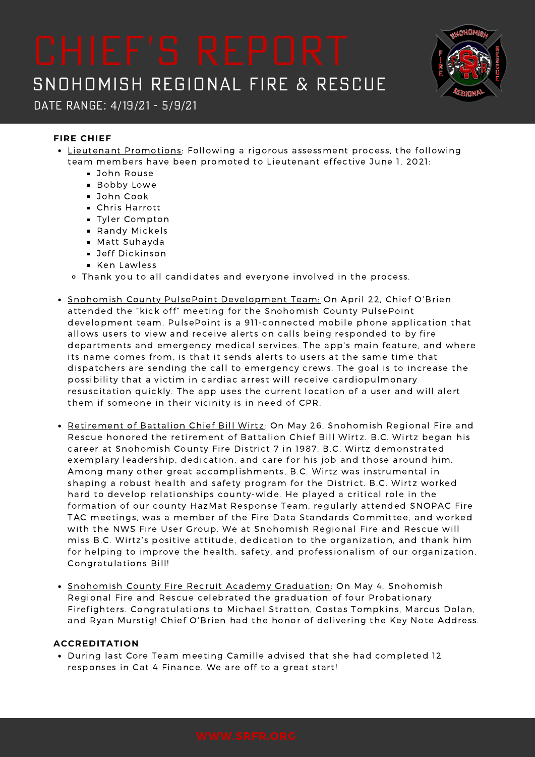# CHIEF'S REPORT

## SNOHOMISH REGIONAL FIRE & RESCUE

DATE RANGE: 4/19/21 - 5/9/21

**FIRE CHIEF**

- Lieutenant Promotions: Following a rigorous assessment process, the following team members have been promoted to Lieutenant effective June 1, 2021:
  - John Rouse
  - Bobby Lowe
  - John Cook
  - Chris Harrott
  - Tyler Compton
  - Randy Mickels
  - Matt Suhayda
  - Jeff Dickinson
  - Ken Lawless
  - Thank you to all candidates and everyone involved in the process.
- Snohomish County PulsePoint Development Team: On April 22, Chief O'Brien attended the "kick off" meeting for the Snohomish County PulsePoint development team. PulsePoint is a 911-connected mobile phone application that allows users to view and receive alerts on calls being responded to by fire departments and emergency medical services. The app's main feature, and where its name comes from, is that it sends alerts to users at the same time that dispatchers are sending the call to emergency crews. The goal is to increase the possibility that a victim in cardiac arrest will receive cardiopulmonary resuscitation quickly. The app uses the current location of a user and will alert them if someone in their vicinity is in need of CPR.
- Retirement of Battalion Chief Bill Wirtz: On May 26, Snohomish Regional Fire and Rescue honored the retirement of Battalion Chief Bill Wirtz. B.C. Wirtz began his career at Snohomish County Fire District 7 in 1987. B.C. Wirtz demonstrated exemplary leadership, dedication, and care for his job and those around him. Among many other great accomplishments, B.C. Wirtz was instrumental in shaping a robust health and safety program for the District. B.C. Wirtz worked hard to develop relationships county-wide. He played a critical role in the formation of our county HazMat Response Team, regularly attended SNOPAC Fire TAC meetings, was a member of the Fire Data Standards Committee, and worked with the NWS Fire User Group. We at Snohomish Regional Fire and Rescue will miss B.C. Wirtz's positive attitude, dedication to the organization, and thank him for helping to improve the health, safety, and professionalism of our organization. Congratulations Bill!
- Snohomish County Fire Recruit Academy Graduation: On May 4, Snohomish Regional Fire and Rescue celebrated the graduation of four Probationary Firefighters. Congratulations to Michael Stratton, Costas Tompkins, Marcus Dolan, and Ryan Murstig! Chief O'Brien had the honor of delivering the Key Note Address.

**ACCREDITATION**

- During last Core Team meeting Camille advised that she had completed 12 responses in Cat 4 Finance. We are off to a great start!

WWW.SRFR.ORG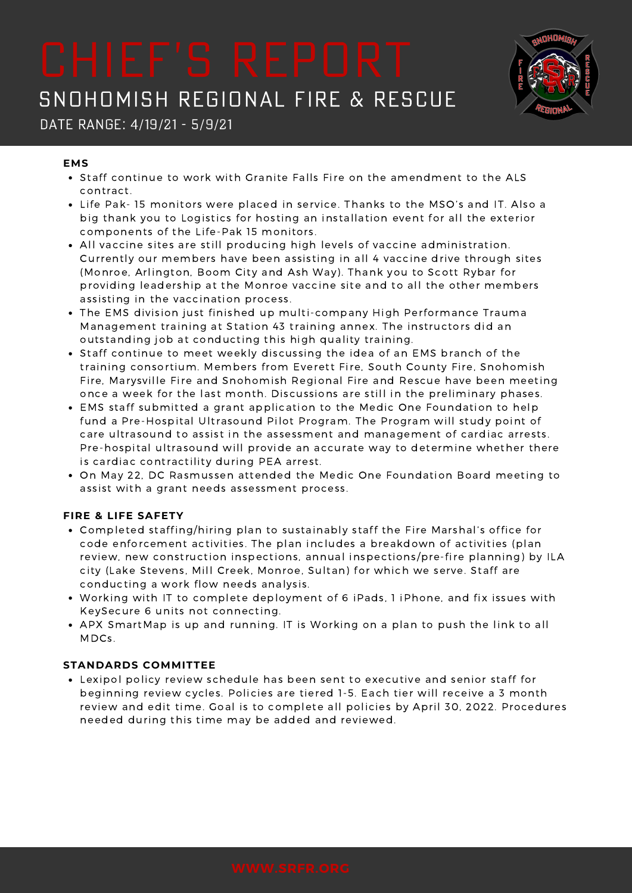# CHIEF'S REPORT

## SNOHOMISH REGIONAL FIRE & RESCUE

DATE RANGE: 4/19/21 - 5/9/21

**EMS**

- Staff continue to work with Granite Falls Fire on the amendment to the ALS contract.
- Life Pak- 15 monitors were placed in service. Thanks to the MSO's and IT. Also a big thank you to Logistics for hosting an installation event for all the exterior components of the Life-Pak 15 monitors.
- All vaccine sites are still producing high levels of vaccine administration. Currently our members have been assisting in all 4 vaccine drive through sites (Monroe, Arlington, Boom City and Ash Way). Thank you to Scott Rybar for providing leadership at the Monroe vaccine site and to all the other members assisting in the vaccination process.
- The EMS division just finished up multi-company High Performance Trauma Management training at Station 43 training annex. The instructors did an outstanding job at conducting this high quality training.
- Staff continue to meet weekly discussing the idea of an EMS branch of the training consortium. Members from Everett Fire, South County Fire, Snohomish Fire, Marysville Fire and Snohomish Regional Fire and Rescue have been meeting once a week for the last month. Discussions are still in the preliminary phases.
- EMS staff submitted a grant application to the Medic One Foundation to help fund a Pre-Hospital Ultrasound Pilot Program. The Program will study point of care ultrasound to assist in the assessment and management of cardiac arrests. Pre-hospital ultrasound will provide an accurate way to determine whether there is cardiac contractility during PEA arrest.
- On May 22, DC Rasmussen attended the Medic One Foundation Board meeting to assist with a grant needs assessment process.

**FIRE & LIFE SAFETY**

- Completed staffing/hiring plan to sustainably staff the Fire Marshal's office for code enforcement activities. The plan includes a breakdown of activities (plan review, new construction inspections, annual inspections/pre-fire planning) by ILA city (Lake Stevens, Mill Creek, Monroe, Sultan) for which we serve. Staff are conducting a work flow needs analysis.
- Working with IT to complete deployment of 6 iPads, 1 iPhone, and fix issues with KeySecure 6 units not connecting.
- APX SmartMap is up and running. IT is Working on a plan to push the link to all MDCs.

**STANDARDS COMMITTEE**

- Lexipol policy review schedule has been sent to executive and senior staff for beginning review cycles. Policies are tiered 1-5. Each tier will receive a 3 month review and edit time. Goal is to complete all policies by April 30, 2022. Procedures needed during this time may be added and reviewed.

WWW.SRFR.ORG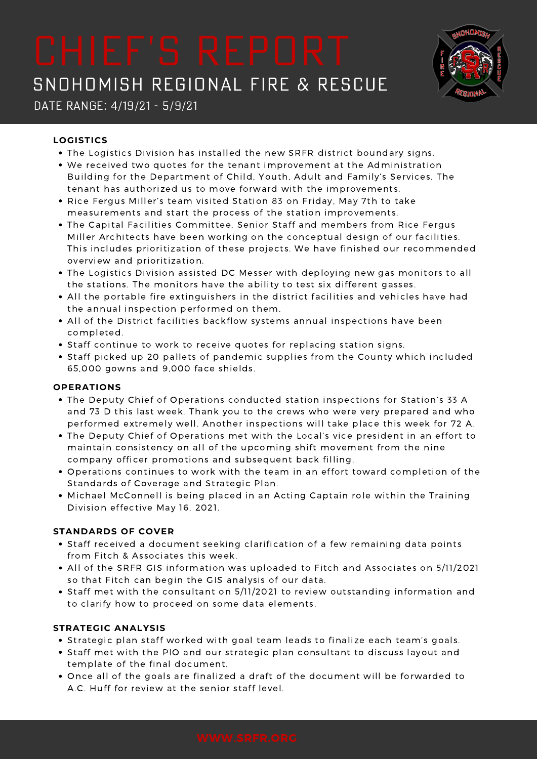# CHIEF'S REPORT

## SNOHOMISH REGIONAL FIRE & RESCUE

DATE RANGE: 4/19/21 - 5/9/21

### LOGISTICS

- The Logistics Division has installed the new SRFR district boundary signs.
- We received two quotes for the tenant improvement at the Administration Building for the Department of Child, Youth, Adult and Family's Services. The tenant has authorized us to move forward with the improvements.
- Rice Fergus Miller's team visited Station 83 on Friday, May 7th to take measurements and start the process of the station improvements.
- The Capital Facilities Committee, Senior Staff and members from Rice Fergus Miller Architects have been working on the conceptual design of our facilities. This includes prioritization of these projects. We have finished our recommended overview and prioritization.
- The Logistics Division assisted DC Messer with deploying new gas monitors to all the stations. The monitors have the ability to test six different gasses.
- All the portable fire extinguishers in the district facilities and vehicles have had the annual inspection performed on them.
- All of the District facilities backflow systems annual inspections have been completed.
- Staff continue to work to receive quotes for replacing station signs.
- Staff picked up 20 pallets of pandemic supplies from the County which included 65,000 gowns and 9,000 face shields.

### OPERATIONS

- The Deputy Chief of Operations conducted station inspections for Station's 33 A and 73 D this last week. Thank you to the crews who were very prepared and who performed extremely well. Another inspections will take place this week for 72 A.
- The Deputy Chief of Operations met with the Local's vice president in an effort to maintain consistency on all of the upcoming shift movement from the nine company officer promotions and subsequent back filling.
- Operations continues to work with the team in an effort toward completion of the Standards of Coverage and Strategic Plan.
- Michael McConnell is being placed in an Acting Captain role within the Training Division effective May 16, 2021.

### STANDARDS OF COVER

- Staff received a document seeking clarification of a few remaining data points from Fitch & Associates this week.
- All of the SRFR GIS information was uploaded to Fitch and Associates on 5/11/2021 so that Fitch can begin the GIS analysis of our data.
- Staff met with the consultant on 5/11/2021 to review outstanding information and to clarify how to proceed on some data elements.

### STRATEGIC ANALYSIS

- Strategic plan staff worked with goal team leads to finalize each team's goals.
- Staff met with the PIO and our strategic plan consultant to discuss layout and template of the final document.
- Once all of the goals are finalized a draft of the document will be forwarded to A.C. Huff for review at the senior staff level.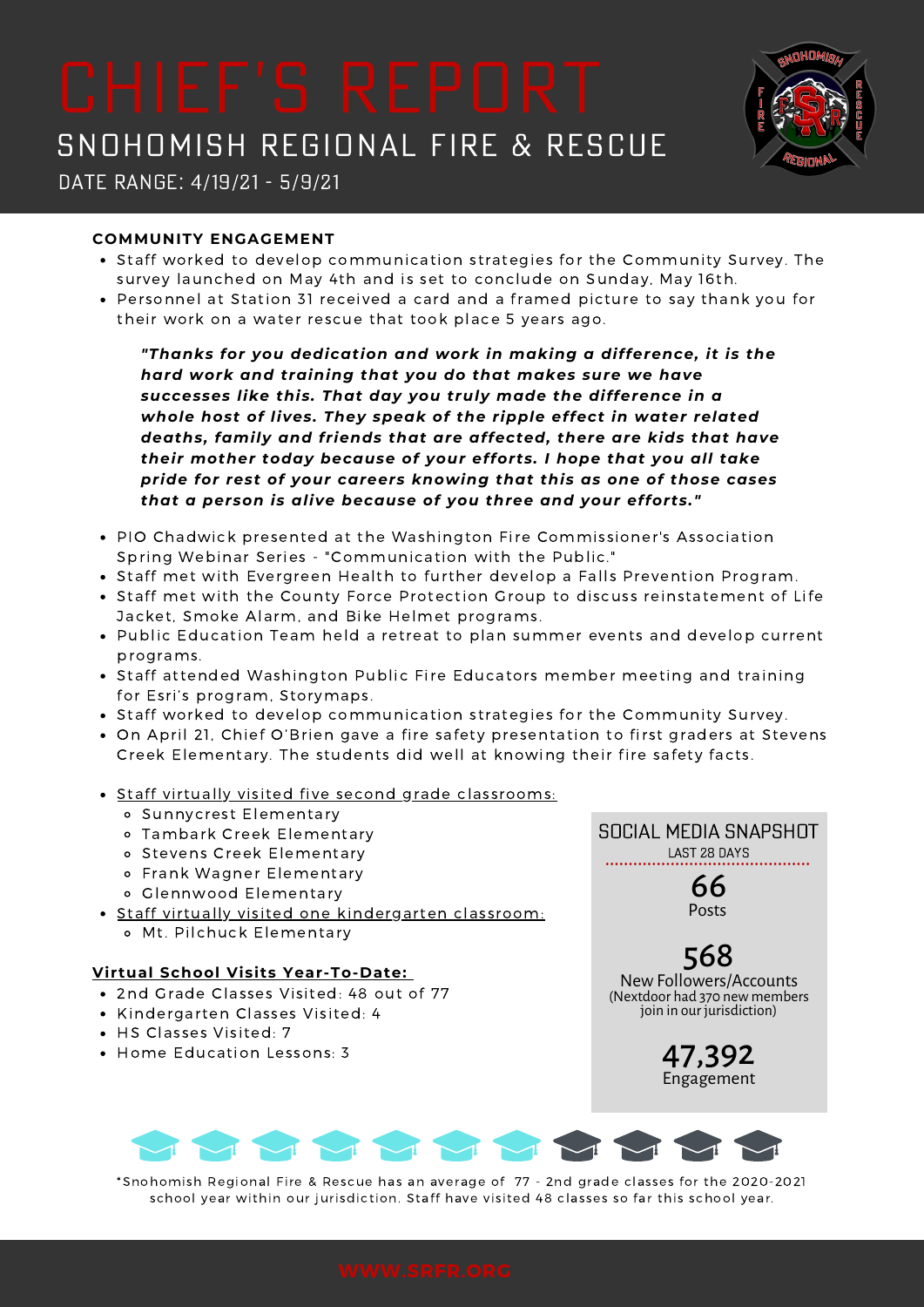# CHIEF'S REPORT

## SNOHOMISH REGIONAL FIRE & RESCUE

DATE RANGE: 4/19/21 - 5/9/21

### COMMUNITY ENGAGEMENT

- Staff worked to develop communication strategies for the Community Survey. The survey launched on May 4th and is set to conclude on Sunday, May 16th.
- Personnel at Station 31 received a card and a framed picture to say thank you for their work on a water rescue that took place 5 years ago.

> ***"Thanks for you dedication and work in making a difference, it is the hard work and training that you do that makes sure we have successes like this. That day you truly made the difference in a whole host of lives. They speak of the ripple effect in water related deaths, family and friends that are affected, there are kids that have their mother today because of your efforts. I hope that you all take pride for rest of your careers knowing that this as one of those cases that a person is alive because of you three and your efforts."***

- PIO Chadwick presented at the Washington Fire Commissioner's Association Spring Webinar Series - "Communication with the Public."
- Staff met with Evergreen Health to further develop a Falls Prevention Program.
- Staff met with the County Force Protection Group to discuss reinstatement of Life Jacket, Smoke Alarm, and Bike Helmet programs.
- Public Education Team held a retreat to plan summer events and develop current programs.
- Staff attended Washington Public Fire Educators member meeting and training for Esri's program, Storymaps.
- Staff worked to develop communication strategies for the Community Survey.
- On April 21, Chief O'Brien gave a fire safety presentation to first graders at Stevens Creek Elementary. The students did well at knowing their fire safety facts.

- Staff virtually visited five second grade classrooms:
  - Sunnycrest Elementary
  - Tambark Creek Elementary
  - Stevens Creek Elementary
  - Frank Wagner Elementary
  - Glennwood Elementary
- Staff virtually visited one kindergarten classroom:
  - Mt. Pilchuck Elementary

**Virtual School Visits Year-To-Date:**

- 2nd Grade Classes Visited: 48 out of 77
- Kindergarten Classes Visited: 4
- HS Classes Visited: 7
- Home Education Lessons: 3

### SOCIAL MEDIA SNAPSHOT

LAST 28 DAYS

**66**
Posts

**568**
New Followers/Accounts
(Nextdoor had 370 new members join in our jurisdiction)

**47,392**
Engagement

*Snohomish Regional Fire & Rescue has an average of 77 - 2nd grade classes for the 2020-2021 school year within our jurisdiction. Staff have visited 48 classes so far this school year.

WWW.SRFR.ORG